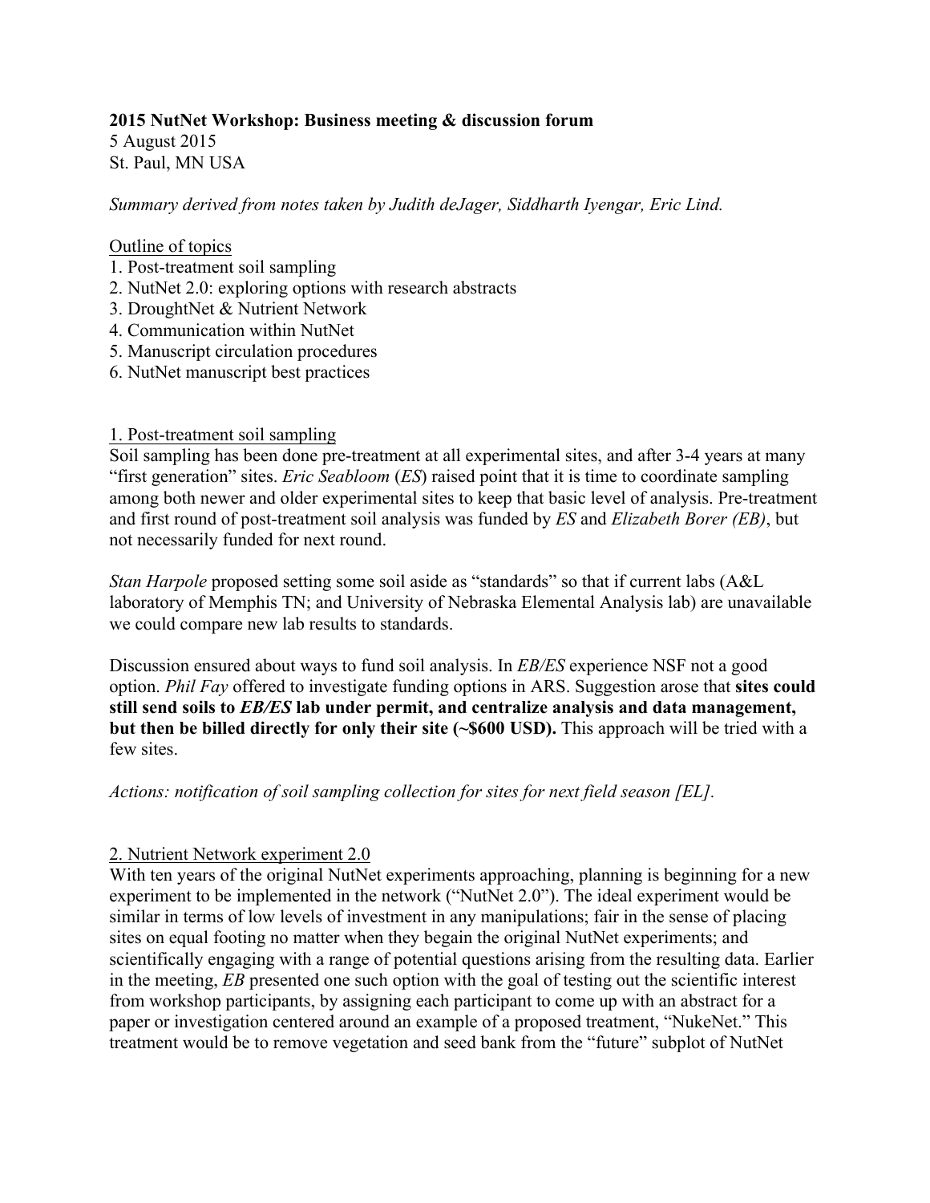**2015 NutNet Workshop: Business meeting & discussion forum**
5 August 2015
St. Paul, MN USA

*Summary derived from notes taken by Judith deJager, Siddharth Iyengar, Eric Lind.*

Outline of topics

1. Post-treatment soil sampling
2. NutNet 2.0: exploring options with research abstracts
3. DroughtNet & Nutrient Network
4. Communication within NutNet
5. Manuscript circulation procedures
6. NutNet manuscript best practices

## 1. Post-treatment soil sampling

Soil sampling has been done pre-treatment at all experimental sites, and after 3-4 years at many "first generation" sites. *Eric Seabloom* (*ES*) raised point that it is time to coordinate sampling among both newer and older experimental sites to keep that basic level of analysis. Pre-treatment and first round of post-treatment soil analysis was funded by *ES* and *Elizabeth Borer (EB)*, but not necessarily funded for next round.

*Stan Harpole* proposed setting some soil aside as "standards" so that if current labs (A&L laboratory of Memphis TN; and University of Nebraska Elemental Analysis lab) are unavailable we could compare new lab results to standards.

Discussion ensured about ways to fund soil analysis. In *EB/ES* experience NSF not a good option. *Phil Fay* offered to investigate funding options in ARS. Suggestion arose that **sites could still send soils to *EB/ES* lab under permit, and centralize analysis and data management, but then be billed directly for only their site (~$600 USD).** This approach will be tried with a few sites.

*Actions: notification of soil sampling collection for sites for next field season [EL].*

## 2. Nutrient Network experiment 2.0

With ten years of the original NutNet experiments approaching, planning is beginning for a new experiment to be implemented in the network ("NutNet 2.0"). The ideal experiment would be similar in terms of low levels of investment in any manipulations; fair in the sense of placing sites on equal footing no matter when they begain the original NutNet experiments; and scientifically engaging with a range of potential questions arising from the resulting data. Earlier in the meeting, *EB* presented one such option with the goal of testing out the scientific interest from workshop participants, by assigning each participant to come up with an abstract for a paper or investigation centered around an example of a proposed treatment, "NukeNet." This treatment would be to remove vegetation and seed bank from the "future" subplot of NutNet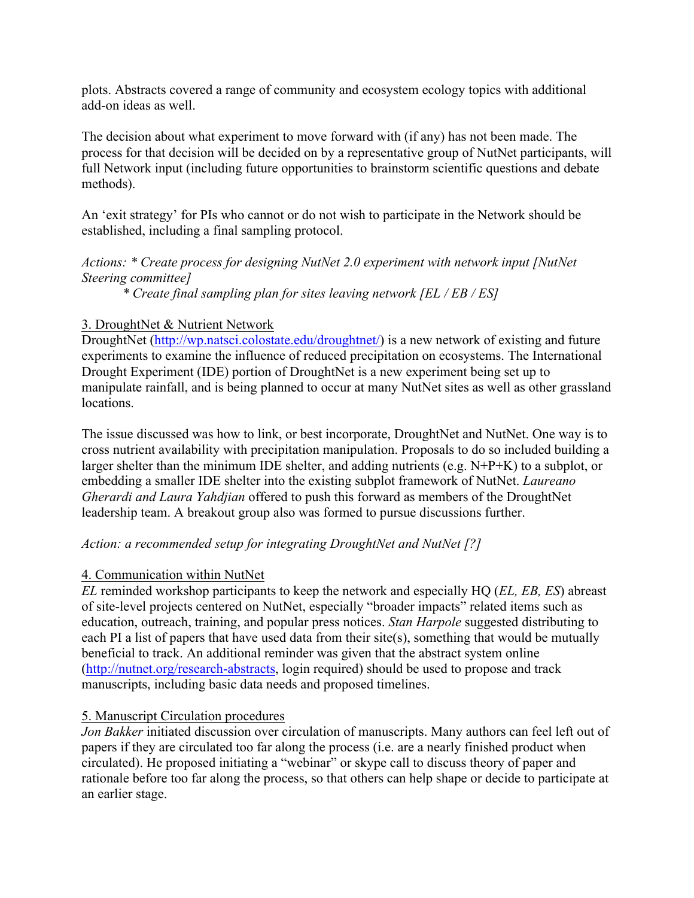plots. Abstracts covered a range of community and ecosystem ecology topics with additional add-on ideas as well.

The decision about what experiment to move forward with (if any) has not been made. The process for that decision will be decided on by a representative group of NutNet participants, will full Network input (including future opportunities to brainstorm scientific questions and debate methods).

An 'exit strategy' for PIs who cannot or do not wish to participate in the Network should be established, including a final sampling protocol.

*Actions: * Create process for designing NutNet 2.0 experiment with network input [NutNet Steering committee]*
*  * Create final sampling plan for sites leaving network [EL / EB / ES]*

3. DroughtNet & Nutrient Network

DroughtNet (http://wp.natsci.colostate.edu/droughtnet/) is a new network of existing and future experiments to examine the influence of reduced precipitation on ecosystems. The International Drought Experiment (IDE) portion of DroughtNet is a new experiment being set up to manipulate rainfall, and is being planned to occur at many NutNet sites as well as other grassland locations.

The issue discussed was how to link, or best incorporate, DroughtNet and NutNet. One way is to cross nutrient availability with precipitation manipulation. Proposals to do so included building a larger shelter than the minimum IDE shelter, and adding nutrients (e.g. N+P+K) to a subplot, or embedding a smaller IDE shelter into the existing subplot framework of NutNet. *Laureano Gherardi and Laura Yahdjian* offered to push this forward as members of the DroughtNet leadership team. A breakout group also was formed to pursue discussions further.

*Action: a recommended setup for integrating DroughtNet and NutNet [?]*

4. Communication within NutNet

*EL* reminded workshop participants to keep the network and especially HQ (*EL, EB, ES*) abreast of site-level projects centered on NutNet, especially "broader impacts" related items such as education, outreach, training, and popular press notices. *Stan Harpole* suggested distributing to each PI a list of papers that have used data from their site(s), something that would be mutually beneficial to track. An additional reminder was given that the abstract system online (http://nutnet.org/research-abstracts, login required) should be used to propose and track manuscripts, including basic data needs and proposed timelines.

5. Manuscript Circulation procedures

*Jon Bakker* initiated discussion over circulation of manuscripts. Many authors can feel left out of papers if they are circulated too far along the process (i.e. are a nearly finished product when circulated). He proposed initiating a "webinar" or skype call to discuss theory of paper and rationale before too far along the process, so that others can help shape or decide to participate at an earlier stage.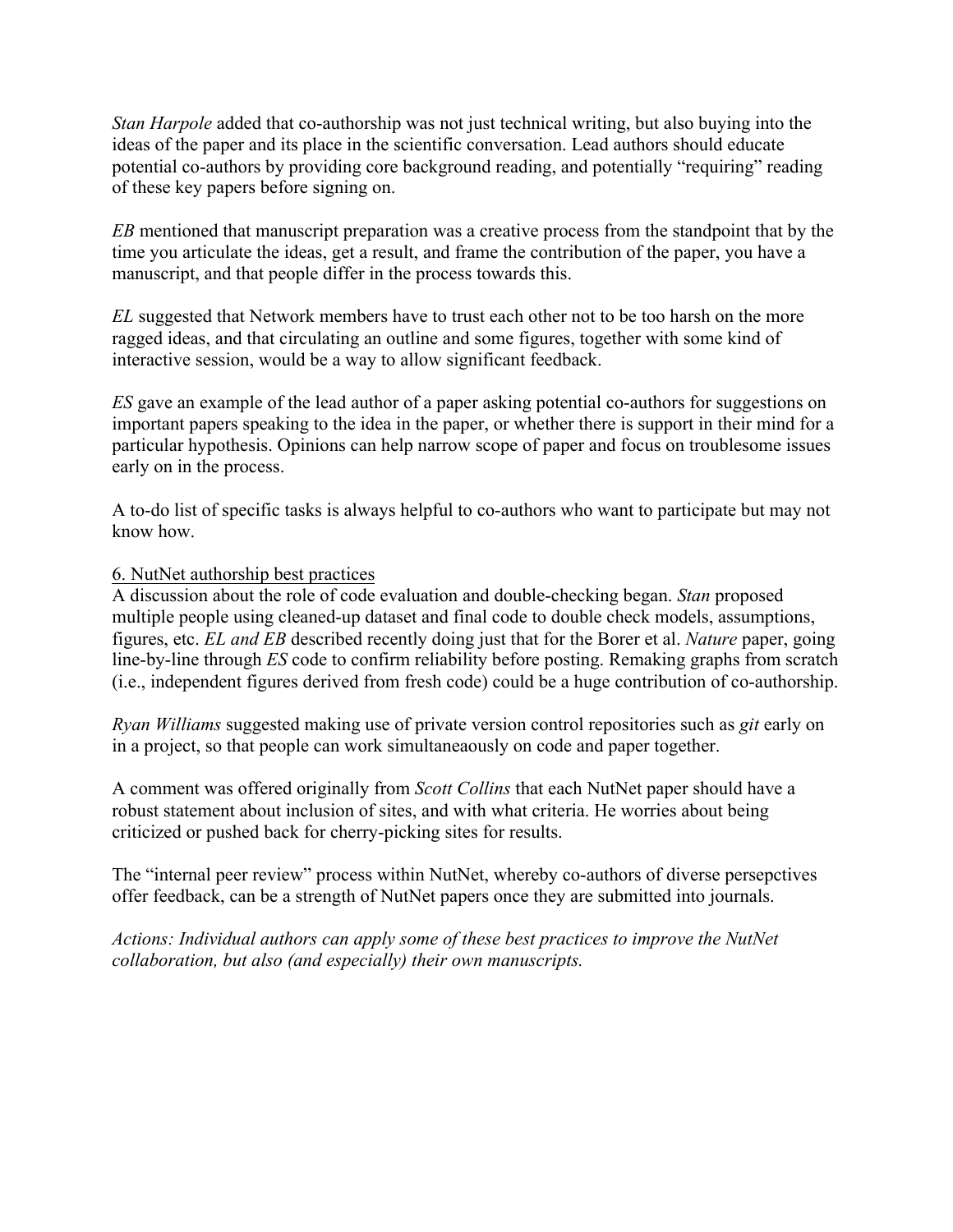*Stan Harpole* added that co-authorship was not just technical writing, but also buying into the ideas of the paper and its place in the scientific conversation. Lead authors should educate potential co-authors by providing core background reading, and potentially "requiring" reading of these key papers before signing on.

*EB* mentioned that manuscript preparation was a creative process from the standpoint that by the time you articulate the ideas, get a result, and frame the contribution of the paper, you have a manuscript, and that people differ in the process towards this.

*EL* suggested that Network members have to trust each other not to be too harsh on the more ragged ideas, and that circulating an outline and some figures, together with some kind of interactive session, would be a way to allow significant feedback.

*ES* gave an example of the lead author of a paper asking potential co-authors for suggestions on important papers speaking to the idea in the paper, or whether there is support in their mind for a particular hypothesis. Opinions can help narrow scope of paper and focus on troublesome issues early on in the process.

A to-do list of specific tasks is always helpful to co-authors who want to participate but may not know how.

6. NutNet authorship best practices

A discussion about the role of code evaluation and double-checking began. *Stan* proposed multiple people using cleaned-up dataset and final code to double check models, assumptions, figures, etc. *EL and EB* described recently doing just that for the Borer et al. *Nature* paper, going line-by-line through *ES* code to confirm reliability before posting. Remaking graphs from scratch (i.e., independent figures derived from fresh code) could be a huge contribution of co-authorship.

*Ryan Williams* suggested making use of private version control repositories such as *git* early on in a project, so that people can work simultaneaously on code and paper together.

A comment was offered originally from *Scott Collins* that each NutNet paper should have a robust statement about inclusion of sites, and with what criteria. He worries about being criticized or pushed back for cherry-picking sites for results.

The "internal peer review" process within NutNet, whereby co-authors of diverse persepctives offer feedback, can be a strength of NutNet papers once they are submitted into journals.

*Actions: Individual authors can apply some of these best practices to improve the NutNet collaboration, but also (and especially) their own manuscripts.*